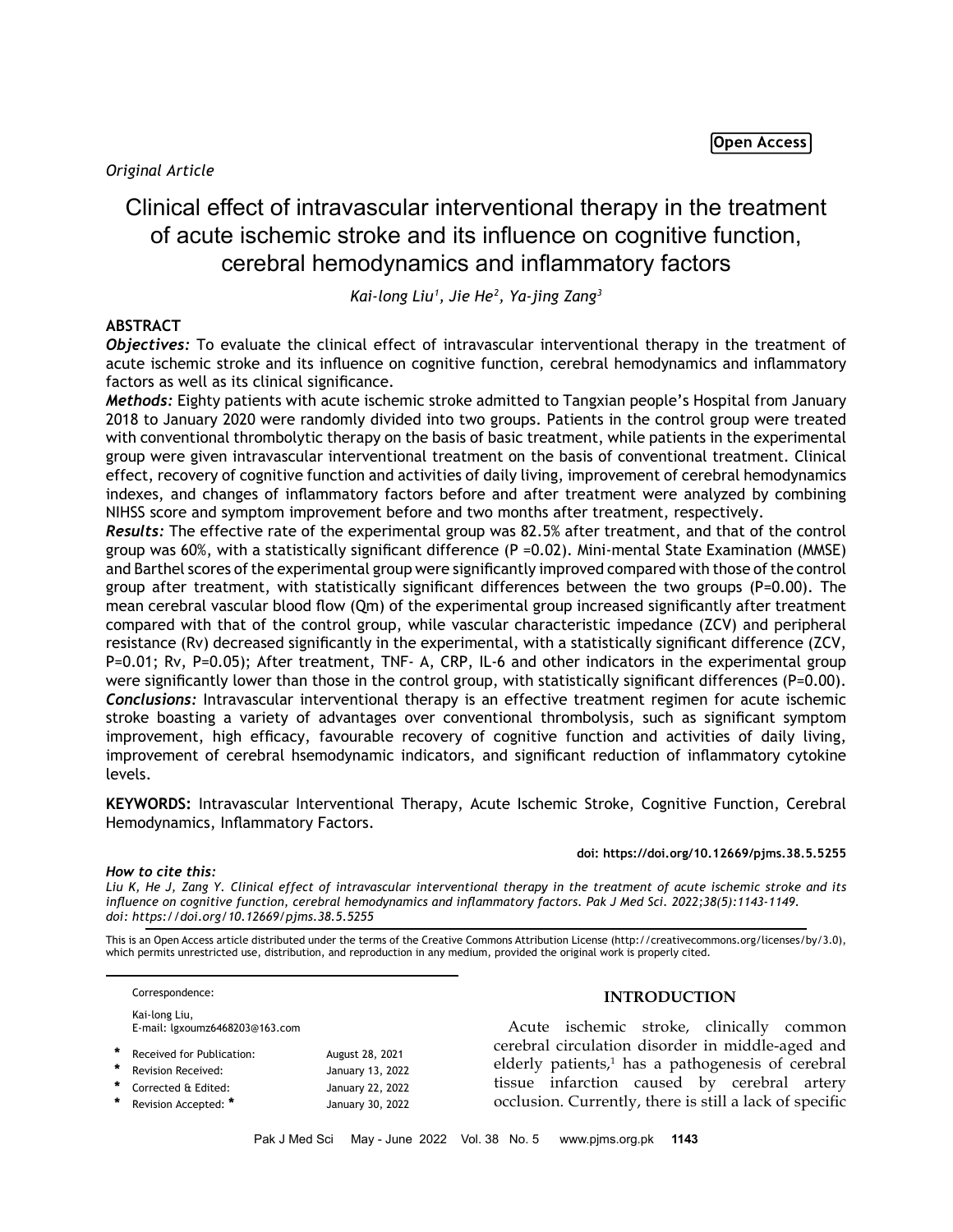Open Access

*Original Article*

# Clinical effect of intravascular interventional therapy in the treatment of acute ischemic stroke and its influence on cognitive function, cerebral hemodynamics and inflammatory factors

*Kai-long Liu[1], Jie He[2], Ya-jing Zang[3]*

## ABSTRACT

***Objectives:*** To evaluate the clinical effect of intravascular interventional therapy in the treatment of acute ischemic stroke and its influence on cognitive function, cerebral hemodynamics and inflammatory factors as well as its clinical significance.

***Methods:*** Eighty patients with acute ischemic stroke admitted to Tangxian people's Hospital from January 2018 to January 2020 were randomly divided into two groups. Patients in the control group were treated with conventional thrombolytic therapy on the basis of basic treatment, while patients in the experimental group were given intravascular interventional treatment on the basis of conventional treatment. Clinical effect, recovery of cognitive function and activities of daily living, improvement of cerebral hemodynamics indexes, and changes of inflammatory factors before and after treatment were analyzed by combining NIHSS score and symptom improvement before and two months after treatment, respectively.

***Results:*** The effective rate of the experimental group was 82.5% after treatment, and that of the control group was 60%, with a statistically significant difference (P =0.02). Mini-mental State Examination (MMSE) and Barthel scores of the experimental group were significantly improved compared with those of the control group after treatment, with statistically significant differences between the two groups (P=0.00). The mean cerebral vascular blood flow (Qm) of the experimental group increased significantly after treatment compared with that of the control group, while vascular characteristic impedance (ZCV) and peripheral resistance (Rv) decreased significantly in the experimental, with a statistically significant difference (ZCV, P=0.01; Rv, P=0.05); After treatment, TNF- A, CRP, IL-6 and other indicators in the experimental group were significantly lower than those in the control group, with statistically significant differences (P=0.00).

***Conclusions:*** Intravascular interventional therapy is an effective treatment regimen for acute ischemic stroke boasting a variety of advantages over conventional thrombolysis, such as significant symptom improvement, high efficacy, favourable recovery of cognitive function and activities of daily living, improvement of cerebral hsemodynamic indicators, and significant reduction of inflammatory cytokine levels.

**KEYWORDS:** Intravascular Interventional Therapy, Acute Ischemic Stroke, Cognitive Function, Cerebral Hemodynamics, Inflammatory Factors.

**doi: https://doi.org/10.12669/pjms.38.5.5255**

***How to cite this:***
*Liu K, He J, Zang Y. Clinical effect of intravascular interventional therapy in the treatment of acute ischemic stroke and its influence on cognitive function, cerebral hemodynamics and inflammatory factors. Pak J Med Sci. 2022;38(5):1143-1149. doi: https://doi.org/10.12669/pjms.38.5.5255*

This is an Open Access article distributed under the terms of the Creative Commons Attribution License (http://creativecommons.org/licenses/by/3.0), which permits unrestricted use, distribution, and reproduction in any medium, provided the original work is properly cited.

Correspondence:

Kai-long Liu,
E-mail: lgxoumz6468203@163.com

| | | |
|---|---|---|
| * | Received for Publication: | August 28, 2021 |
| * | Revision Received: | January 13, 2022 |
| * | Corrected & Edited: | January 22, 2022 |
| * | Revision Accepted: * | January 30, 2022 |

## INTRODUCTION

Acute ischemic stroke, clinically common cerebral circulation disorder in middle-aged and elderly patients,[1] has a pathogenesis of cerebral tissue infarction caused by cerebral artery occlusion. Currently, there is still a lack of specific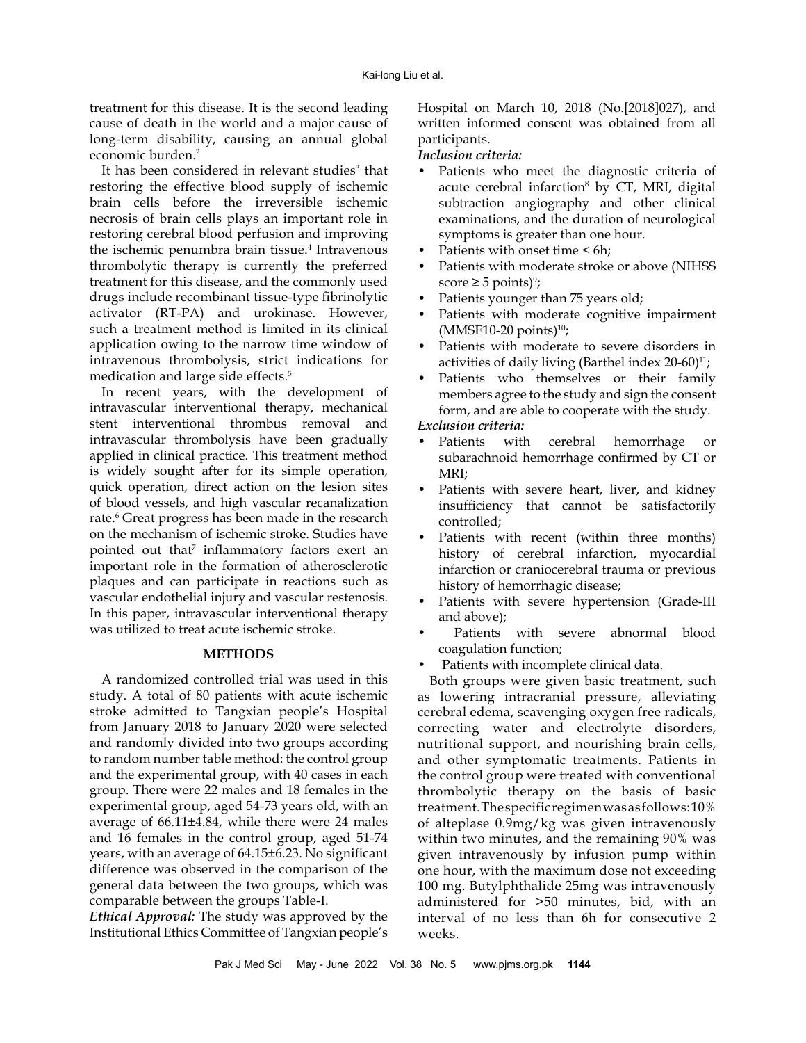treatment for this disease. It is the second leading cause of death in the world and a major cause of long-term disability, causing an annual global economic burden.[2]

It has been considered in relevant studies[3] that restoring the effective blood supply of ischemic brain cells before the irreversible ischemic necrosis of brain cells plays an important role in restoring cerebral blood perfusion and improving the ischemic penumbra brain tissue.[4] Intravenous thrombolytic therapy is currently the preferred treatment for this disease, and the commonly used drugs include recombinant tissue-type fibrinolytic activator (RT-PA) and urokinase. However, such a treatment method is limited in its clinical application owing to the narrow time window of intravenous thrombolysis, strict indications for medication and large side effects.[5]

In recent years, with the development of intravascular interventional therapy, mechanical stent interventional thrombus removal and intravascular thrombolysis have been gradually applied in clinical practice. This treatment method is widely sought after for its simple operation, quick operation, direct action on the lesion sites of blood vessels, and high vascular recanalization rate.[6] Great progress has been made in the research on the mechanism of ischemic stroke. Studies have pointed out that[7] inflammatory factors exert an important role in the formation of atherosclerotic plaques and can participate in reactions such as vascular endothelial injury and vascular restenosis. In this paper, intravascular interventional therapy was utilized to treat acute ischemic stroke.

## METHODS

A randomized controlled trial was used in this study. A total of 80 patients with acute ischemic stroke admitted to Tangxian people's Hospital from January 2018 to January 2020 were selected and randomly divided into two groups according to random number table method: the control group and the experimental group, with 40 cases in each group. There were 22 males and 18 females in the experimental group, aged 54-73 years old, with an average of 66.11±4.84, while there were 24 males and 16 females in the control group, aged 51-74 years, with an average of 64.15±6.23. No significant difference was observed in the comparison of the general data between the two groups, which was comparable between the groups Table-I.

***Ethical Approval:*** The study was approved by the Institutional Ethics Committee of Tangxian people's Hospital on March 10, 2018 (No.[2018]027), and written informed consent was obtained from all participants.

***Inclusion criteria:***

- Patients who meet the diagnostic criteria of acute cerebral infarction[8] by CT, MRI, digital subtraction angiography and other clinical examinations, and the duration of neurological symptoms is greater than one hour.
- Patients with onset time < 6h;
- Patients with moderate stroke or above (NIHSS score ≥ 5 points)[9];
- Patients younger than 75 years old;
- Patients with moderate cognitive impairment (MMSE10-20 points)[10];
- Patients with moderate to severe disorders in activities of daily living (Barthel index 20-60)[11];
- Patients who themselves or their family members agree to the study and sign the consent form, and are able to cooperate with the study.

***Exclusion criteria:***

- Patients with cerebral hemorrhage or subarachnoid hemorrhage confirmed by CT or MRI;
- Patients with severe heart, liver, and kidney insufficiency that cannot be satisfactorily controlled;
- Patients with recent (within three months) history of cerebral infarction, myocardial infarction or craniocerebral trauma or previous history of hemorrhagic disease;
- Patients with severe hypertension (Grade-III and above);
- Patients with severe abnormal blood coagulation function;
- Patients with incomplete clinical data.

Both groups were given basic treatment, such as lowering intracranial pressure, alleviating cerebral edema, scavenging oxygen free radicals, correcting water and electrolyte disorders, nutritional support, and nourishing brain cells, and other symptomatic treatments. Patients in the control group were treated with conventional thrombolytic therapy on the basis of basic treatment. The specific regimen was as follows: 10% of alteplase 0.9mg/kg was given intravenously within two minutes, and the remaining 90% was given intravenously by infusion pump within one hour, with the maximum dose not exceeding 100 mg. Butylphthalide 25mg was intravenously administered for >50 minutes, bid, with an interval of no less than 6h for consecutive 2 weeks.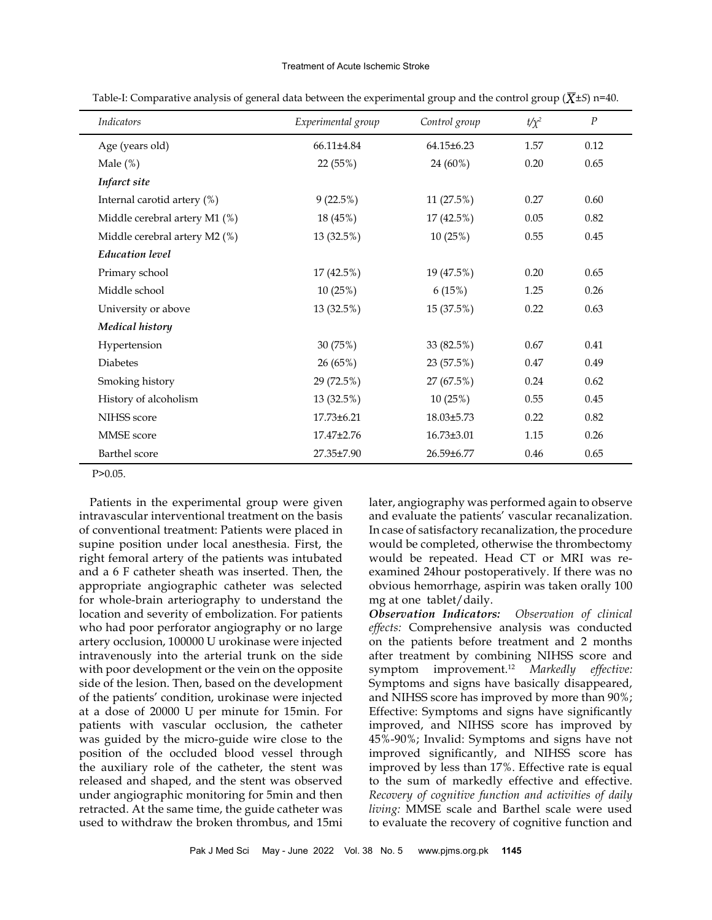Table-I: Comparative analysis of general data between the experimental group and the control group ($\overline{X}$±*S*) n=40.

| *Indicators* | *Experimental group* | *Control group* | $t/\chi^2$ | *P* |
|---|---|---|---|---|
| Age (years old) | 66.11±4.84 | 64.15±6.23 | 1.57 | 0.12 |
| Male (%) | 22 (55%) | 24 (60%) | 0.20 | 0.65 |
| ***Infarct site*** | | | | |
| Internal carotid artery (%) | 9 (22.5%) | 11 (27.5%) | 0.27 | 0.60 |
| Middle cerebral artery M1 (%) | 18 (45%) | 17 (42.5%) | 0.05 | 0.82 |
| Middle cerebral artery M2 (%) | 13 (32.5%) | 10 (25%) | 0.55 | 0.45 |
| ***Education level*** | | | | |
| Primary school | 17 (42.5%) | 19 (47.5%) | 0.20 | 0.65 |
| Middle school | 10 (25%) | 6 (15%) | 1.25 | 0.26 |
| University or above | 13 (32.5%) | 15 (37.5%) | 0.22 | 0.63 |
| ***Medical history*** | | | | |
| Hypertension | 30 (75%) | 33 (82.5%) | 0.67 | 0.41 |
| Diabetes | 26 (65%) | 23 (57.5%) | 0.47 | 0.49 |
| Smoking history | 29 (72.5%) | 27 (67.5%) | 0.24 | 0.62 |
| History of alcoholism | 13 (32.5%) | 10 (25%) | 0.55 | 0.45 |
| NIHSS score | 17.73±6.21 | 18.03±5.73 | 0.22 | 0.82 |
| MMSE score | 17.47±2.76 | 16.73±3.01 | 1.15 | 0.26 |
| Barthel score | 27.35±7.90 | 26.59±6.77 | 0.46 | 0.65 |

$P>0.05$.

Patients in the experimental group were given intravascular interventional treatment on the basis of conventional treatment: Patients were placed in supine position under local anesthesia. First, the right femoral artery of the patients was intubated and a 6 F catheter sheath was inserted. Then, the appropriate angiographic catheter was selected for whole-brain arteriography to understand the location and severity of embolization. For patients who had poor perforator angiography or no large artery occlusion, 100000 U urokinase were injected intravenously into the arterial trunk on the side with poor development or the vein on the opposite side of the lesion. Then, based on the development of the patients' condition, urokinase were injected at a dose of 20000 U per minute for 15min. For patients with vascular occlusion, the catheter was guided by the micro-guide wire close to the position of the occluded blood vessel through the auxiliary role of the catheter, the stent was released and shaped, and the stent was observed under angiographic monitoring for 5min and then retracted. At the same time, the guide catheter was used to withdraw the broken thrombus, and 15mi later, angiography was performed again to observe and evaluate the patients' vascular recanalization. In case of satisfactory recanalization, the procedure would be completed, otherwise the thrombectomy would be repeated. Head CT or MRI was re-examined 24hour postoperatively. If there was no obvious hemorrhage, aspirin was taken orally 100 mg at one tablet/daily.

***Observation Indicators:*** *Observation of clinical effects:* Comprehensive analysis was conducted on the patients before treatment and 2 months after treatment by combining NIHSS score and symptom improvement.[12] *Markedly effective:* Symptoms and signs have basically disappeared, and NIHSS score has improved by more than 90%; Effective: Symptoms and signs have significantly improved, and NIHSS score has improved by 45%-90%; Invalid: Symptoms and signs have not improved significantly, and NIHSS score has improved by less than 17%. Effective rate is equal to the sum of markedly effective and effective. *Recovery of cognitive function and activities of daily living:* MMSE scale and Barthel scale were used to evaluate the recovery of cognitive function and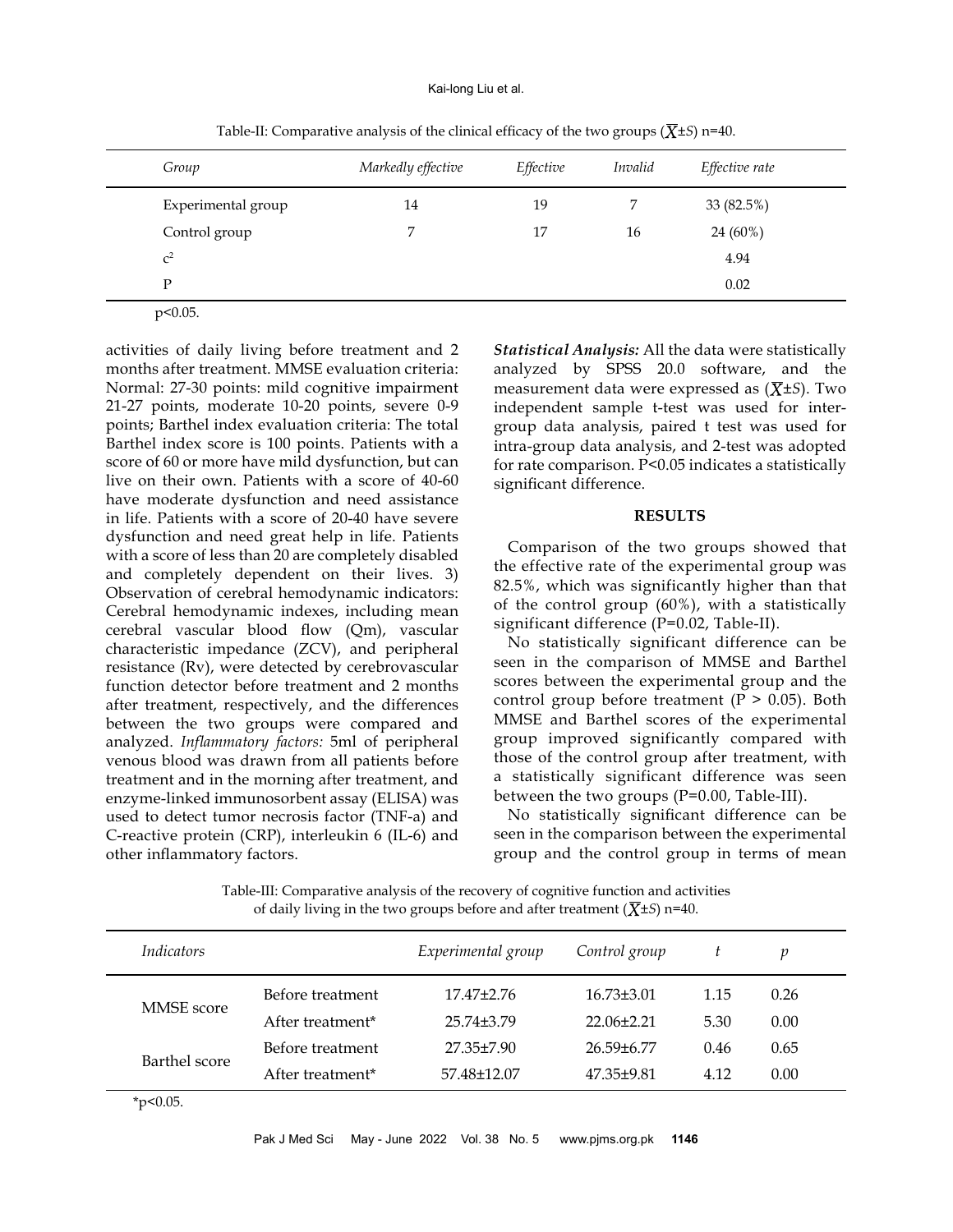Table-II: Comparative analysis of the clinical efficacy of the two groups ($\overline{X}$±$S$) n=40.

| *Group* | *Markedly effective* | *Effective* | *Invalid* | *Effective rate* |
|---|---|---|---|---|
| Experimental group | 14 | 19 | 7 | 33 (82.5%) |
| Control group | 7 | 17 | 16 | 24 (60%) |
| $c^2$ | | | | 4.94 |
| P | | | | 0.02 |

p<0.05.

activities of daily living before treatment and 2 months after treatment. MMSE evaluation criteria: Normal: 27-30 points: mild cognitive impairment 21-27 points, moderate 10-20 points, severe 0-9 points; Barthel index evaluation criteria: The total Barthel index score is 100 points. Patients with a score of 60 or more have mild dysfunction, but can live on their own. Patients with a score of 40-60 have moderate dysfunction and need assistance in life. Patients with a score of 20-40 have severe dysfunction and need great help in life. Patients with a score of less than 20 are completely disabled and completely dependent on their lives. 3) Observation of cerebral hemodynamic indicators: Cerebral hemodynamic indexes, including mean cerebral vascular blood flow (Qm), vascular characteristic impedance (ZCV), and peripheral resistance (Rv), were detected by cerebrovascular function detector before treatment and 2 months after treatment, respectively, and the differences between the two groups were compared and analyzed. *Inflammatory factors:* 5ml of peripheral venous blood was drawn from all patients before treatment and in the morning after treatment, and enzyme-linked immunosorbent assay (ELISA) was used to detect tumor necrosis factor (TNF-a) and C-reactive protein (CRP), interleukin 6 (IL-6) and other inflammatory factors.

***Statistical Analysis:*** All the data were statistically analyzed by SPSS 20.0 software, and the measurement data were expressed as ($\overline{X}$±$S$). Two independent sample t-test was used for inter-group data analysis, paired t test was used for intra-group data analysis, and 2-test was adopted for rate comparison. P<0.05 indicates a statistically significant difference.

## RESULTS

Comparison of the two groups showed that the effective rate of the experimental group was 82.5%, which was significantly higher than that of the control group (60%), with a statistically significant difference (P=0.02, Table-II).

No statistically significant difference can be seen in the comparison of MMSE and Barthel scores between the experimental group and the control group before treatment (P > 0.05). Both MMSE and Barthel scores of the experimental group improved significantly compared with those of the control group after treatment, with a statistically significant difference was seen between the two groups (P=0.00, Table-III).

No statistically significant difference can be seen in the comparison between the experimental group and the control group in terms of mean

Table-III: Comparative analysis of the recovery of cognitive function and activities of daily living in the two groups before and after treatment ($\overline{X}$±$S$) n=40.

| *Indicators* | | *Experimental group* | *Control group* | *t* | *p* |
|---|---|---|---|---|---|
| MMSE score | Before treatment | 17.47±2.76 | 16.73±3.01 | 1.15 | 0.26 |
| | After treatment* | 25.74±3.79 | 22.06±2.21 | 5.30 | 0.00 |
| Barthel score | Before treatment | 27.35±7.90 | 26.59±6.77 | 0.46 | 0.65 |
| | After treatment* | 57.48±12.07 | 47.35±9.81 | 4.12 | 0.00 |

*p<0.05.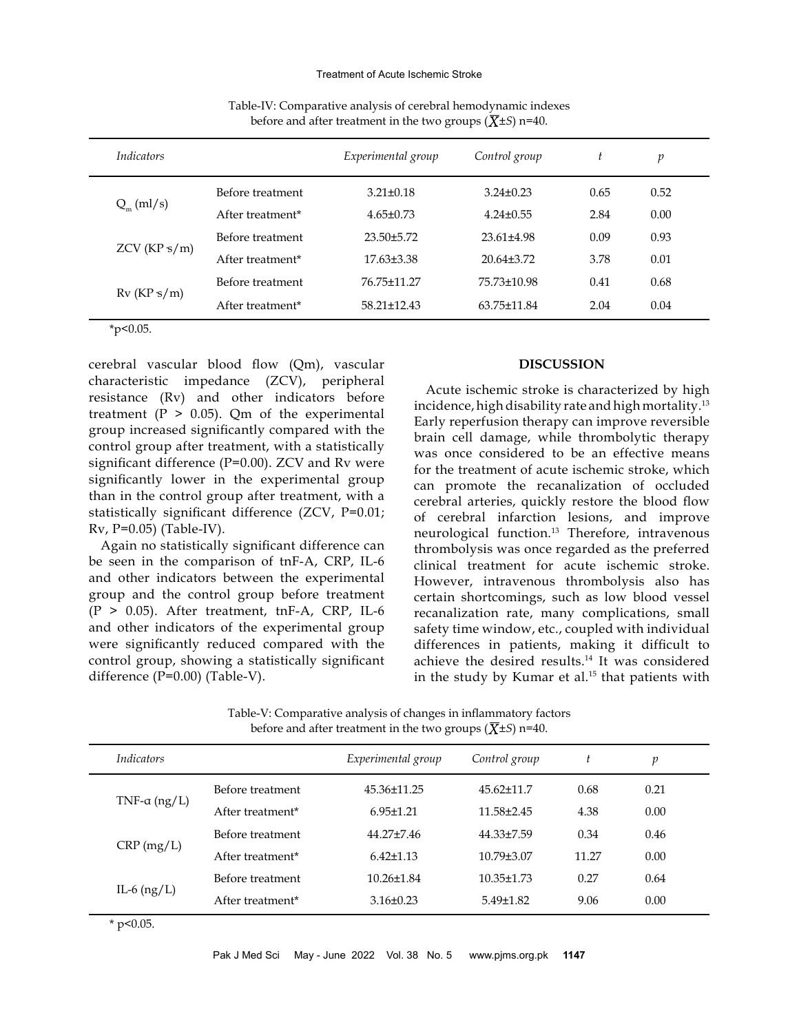Table-IV: Comparative analysis of cerebral hemodynamic indexes before and after treatment in the two groups ($\overline{X}$±S) n=40.

| *Indicators* | | *Experimental group* | *Control group* | *t* | *p* |
|---|---|---|---|---|---|
| $Q_m$ (ml/s) | Before treatment | 3.21±0.18 | 3.24±0.23 | 0.65 | 0.52 |
| | After treatment* | 4.65±0.73 | 4.24±0.55 | 2.84 | 0.00 |
| ZCV (KP·s/m) | Before treatment | 23.50±5.72 | 23.61±4.98 | 0.09 | 0.93 |
| | After treatment* | 17.63±3.38 | 20.64±3.72 | 3.78 | 0.01 |
| Rv (KP·s/m) | Before treatment | 76.75±11.27 | 75.73±10.98 | 0.41 | 0.68 |
| | After treatment* | 58.21±12.43 | 63.75±11.84 | 2.04 | 0.04 |

*p<0.05.

cerebral vascular blood flow (Qm), vascular characteristic impedance (ZCV), peripheral resistance (Rv) and other indicators before treatment (P > 0.05). Qm of the experimental group increased significantly compared with the control group after treatment, with a statistically significant difference (P=0.00). ZCV and Rv were significantly lower in the experimental group than in the control group after treatment, with a statistically significant difference (ZCV, P=0.01; Rv, P=0.05) (Table-IV).

Again no statistically significant difference can be seen in the comparison of tnF-A, CRP, IL-6 and other indicators between the experimental group and the control group before treatment (P > 0.05). After treatment, tnF-A, CRP, IL-6 and other indicators of the experimental group were significantly reduced compared with the control group, showing a statistically significant difference (P=0.00) (Table-V).

## DISCUSSION

Acute ischemic stroke is characterized by high incidence, high disability rate and high mortality.[13] Early reperfusion therapy can improve reversible brain cell damage, while thrombolytic therapy was once considered to be an effective means for the treatment of acute ischemic stroke, which can promote the recanalization of occluded cerebral arteries, quickly restore the blood flow of cerebral infarction lesions, and improve neurological function.[13] Therefore, intravenous thrombolysis was once regarded as the preferred clinical treatment for acute ischemic stroke. However, intravenous thrombolysis also has certain shortcomings, such as low blood vessel recanalization rate, many complications, small safety time window, etc., coupled with individual differences in patients, making it difficult to achieve the desired results.[14] It was considered in the study by Kumar et al.[15] that patients with

Table-V: Comparative analysis of changes in inflammatory factors before and after treatment in the two groups ($\overline{X}$±S) n=40.

| *Indicators* | | *Experimental group* | *Control group* | *t* | *p* |
|---|---|---|---|---|---|
| TNF-α (ng/L) | Before treatment | 45.36±11.25 | 45.62±11.7 | 0.68 | 0.21 |
| | After treatment* | 6.95±1.21 | 11.58±2.45 | 4.38 | 0.00 |
| CRP (mg/L) | Before treatment | 44.27±7.46 | 44.33±7.59 | 0.34 | 0.46 |
| | After treatment* | 6.42±1.13 | 10.79±3.07 | 11.27 | 0.00 |
| IL-6 (ng/L) | Before treatment | 10.26±1.84 | 10.35±1.73 | 0.27 | 0.64 |
| | After treatment* | 3.16±0.23 | 5.49±1.82 | 9.06 | 0.00 |

* p<0.05.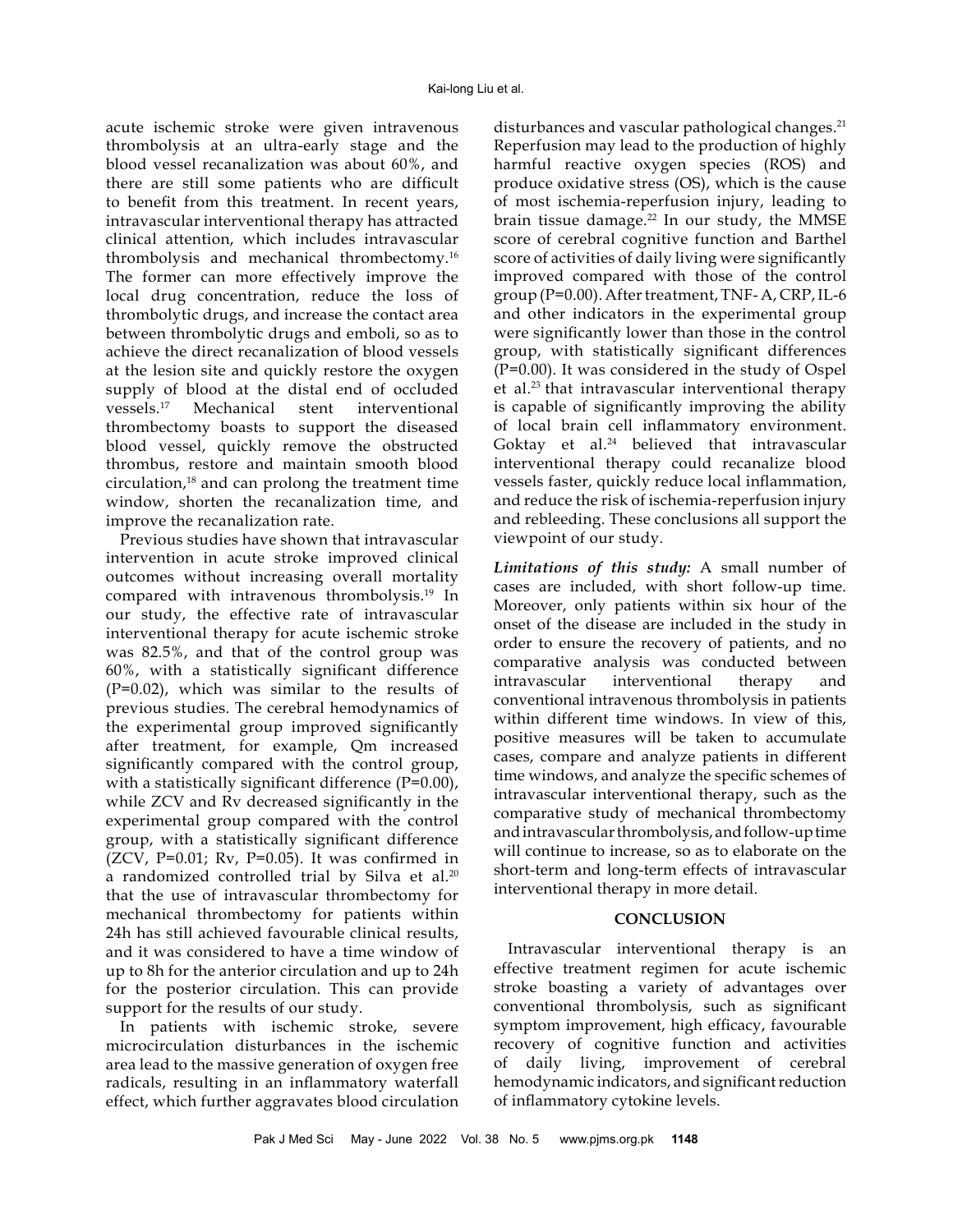acute ischemic stroke were given intravenous thrombolysis at an ultra-early stage and the blood vessel recanalization was about 60%, and there are still some patients who are difficult to benefit from this treatment. In recent years, intravascular interventional therapy has attracted clinical attention, which includes intravascular thrombolysis and mechanical thrombectomy.[16] The former can more effectively improve the local drug concentration, reduce the loss of thrombolytic drugs, and increase the contact area between thrombolytic drugs and emboli, so as to achieve the direct recanalization of blood vessels at the lesion site and quickly restore the oxygen supply of blood at the distal end of occluded vessels.[17] Mechanical stent interventional thrombectomy boasts to support the diseased blood vessel, quickly remove the obstructed thrombus, restore and maintain smooth blood circulation,[18] and can prolong the treatment time window, shorten the recanalization time, and improve the recanalization rate.

Previous studies have shown that intravascular intervention in acute stroke improved clinical outcomes without increasing overall mortality compared with intravenous thrombolysis.[19] In our study, the effective rate of intravascular interventional therapy for acute ischemic stroke was 82.5%, and that of the control group was 60%, with a statistically significant difference (P=0.02), which was similar to the results of previous studies. The cerebral hemodynamics of the experimental group improved significantly after treatment, for example, Qm increased significantly compared with the control group, with a statistically significant difference (P=0.00), while ZCV and Rv decreased significantly in the experimental group compared with the control group, with a statistically significant difference (ZCV, P=0.01; Rv, P=0.05). It was confirmed in a randomized controlled trial by Silva et al.[20] that the use of intravascular thrombectomy for mechanical thrombectomy for patients within 24h has still achieved favourable clinical results, and it was considered to have a time window of up to 8h for the anterior circulation and up to 24h for the posterior circulation. This can provide support for the results of our study.

In patients with ischemic stroke, severe microcirculation disturbances in the ischemic area lead to the massive generation of oxygen free radicals, resulting in an inflammatory waterfall effect, which further aggravates blood circulation disturbances and vascular pathological changes.[21] Reperfusion may lead to the production of highly harmful reactive oxygen species (ROS) and produce oxidative stress (OS), which is the cause of most ischemia-reperfusion injury, leading to brain tissue damage.[22] In our study, the MMSE score of cerebral cognitive function and Barthel score of activities of daily living were significantly improved compared with those of the control group (P=0.00). After treatment, TNF- A, CRP, IL-6 and other indicators in the experimental group were significantly lower than those in the control group, with statistically significant differences (P=0.00). It was considered in the study of Ospel et al.[23] that intravascular interventional therapy is capable of significantly improving the ability of local brain cell inflammatory environment. Goktay et al.[24] believed that intravascular interventional therapy could recanalize blood vessels faster, quickly reduce local inflammation, and reduce the risk of ischemia-reperfusion injury and rebleeding. These conclusions all support the viewpoint of our study.

***Limitations of this study:*** A small number of cases are included, with short follow-up time. Moreover, only patients within six hour of the onset of the disease are included in the study in order to ensure the recovery of patients, and no comparative analysis was conducted between intravascular interventional therapy and conventional intravenous thrombolysis in patients within different time windows. In view of this, positive measures will be taken to accumulate cases, compare and analyze patients in different time windows, and analyze the specific schemes of intravascular interventional therapy, such as the comparative study of mechanical thrombectomy and intravascular thrombolysis, and follow-up time will continue to increase, so as to elaborate on the short-term and long-term effects of intravascular interventional therapy in more detail.

## CONCLUSION

Intravascular interventional therapy is an effective treatment regimen for acute ischemic stroke boasting a variety of advantages over conventional thrombolysis, such as significant symptom improvement, high efficacy, favourable recovery of cognitive function and activities of daily living, improvement of cerebral hemodynamic indicators, and significant reduction of inflammatory cytokine levels.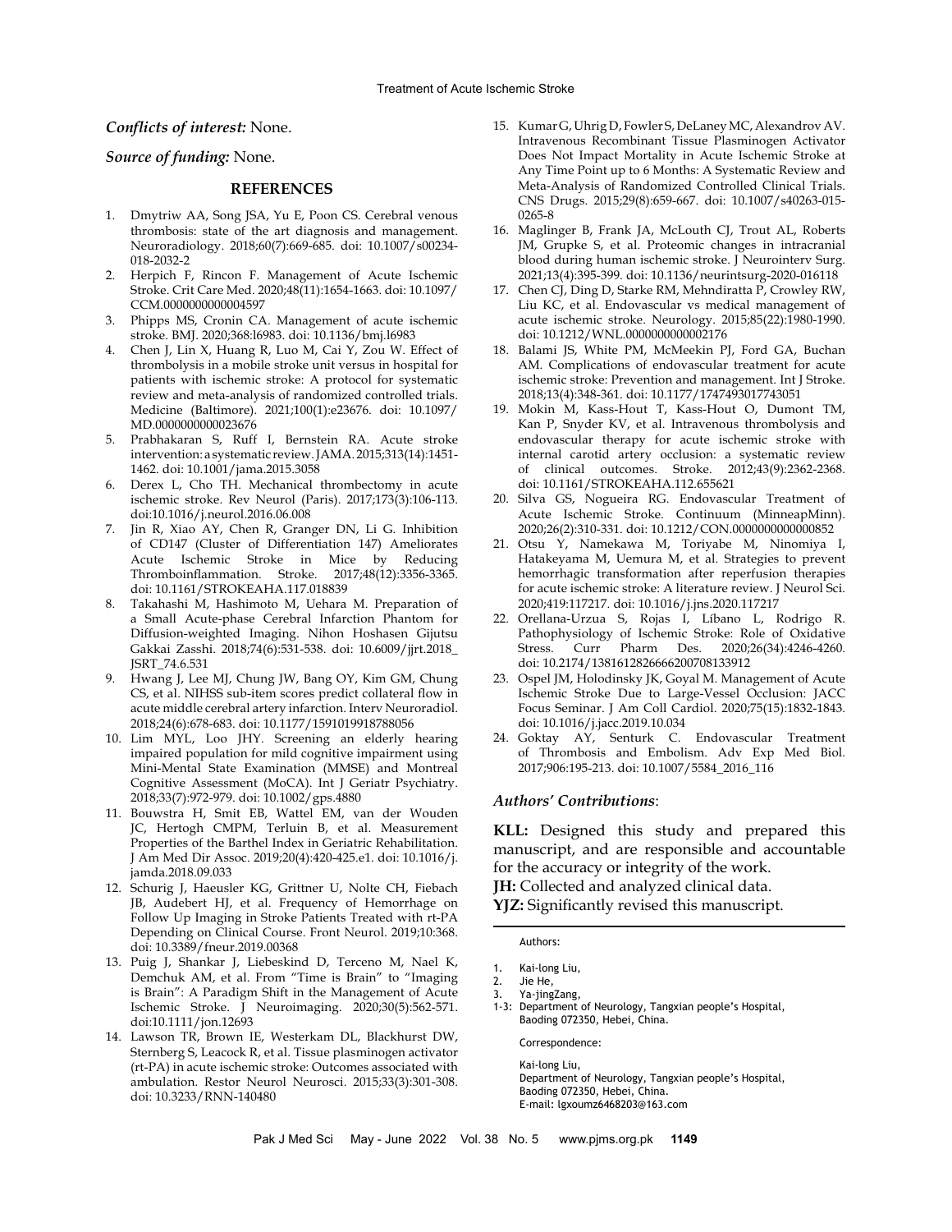*Conflicts of interest:* None.

*Source of funding:* None.

## REFERENCES

1. Dmytriw AA, Song JSA, Yu E, Poon CS. Cerebral venous thrombosis: state of the art diagnosis and management. Neuroradiology. 2018;60(7):669-685. doi: 10.1007/s00234-018-2032-2
2. Herpich F, Rincon F. Management of Acute Ischemic Stroke. Crit Care Med. 2020;48(11):1654-1663. doi: 10.1097/CCM.0000000000004597
3. Phipps MS, Cronin CA. Management of acute ischemic stroke. BMJ. 2020;368:l6983. doi: 10.1136/bmj.l6983
4. Chen J, Lin X, Huang R, Luo M, Cai Y, Zou W. Effect of thrombolysis in a mobile stroke unit versus in hospital for patients with ischemic stroke: A protocol for systematic review and meta-analysis of randomized controlled trials. Medicine (Baltimore). 2021;100(1):e23676. doi: 10.1097/MD.0000000000023676
5. Prabhakaran S, Ruff I, Bernstein RA. Acute stroke intervention: a systematic review. JAMA. 2015;313(14):1451-1462. doi: 10.1001/jama.2015.3058
6. Derex L, Cho TH. Mechanical thrombectomy in acute ischemic stroke. Rev Neurol (Paris). 2017;173(3):106-113. doi:10.1016/j.neurol.2016.06.008
7. Jin R, Xiao AY, Chen R, Granger DN, Li G. Inhibition of CD147 (Cluster of Differentiation 147) Ameliorates Acute Ischemic Stroke in Mice by Reducing Thromboinflammation. Stroke. 2017;48(12):3356-3365. doi: 10.1161/STROKEAHA.117.018839
8. Takahashi M, Hashimoto M, Uehara M. Preparation of a Small Acute-phase Cerebral Infarction Phantom for Diffusion-weighted Imaging. Nihon Hoshasen Gijutsu Gakkai Zasshi. 2018;74(6):531-538. doi: 10.6009/jjrt.2018_JSRT_74.6.531
9. Hwang J, Lee MJ, Chung JW, Bang OY, Kim GM, Chung CS, et al. NIHSS sub-item scores predict collateral flow in acute middle cerebral artery infarction. Interv Neuroradiol. 2018;24(6):678-683. doi: 10.1177/1591019918788056
10. Lim MYL, Loo JHY. Screening an elderly hearing impaired population for mild cognitive impairment using Mini-Mental State Examination (MMSE) and Montreal Cognitive Assessment (MoCA). Int J Geriatr Psychiatry. 2018;33(7):972-979. doi: 10.1002/gps.4880
11. Bouwstra H, Smit EB, Wattel EM, van der Wouden JC, Hertogh CMPM, Terluin B, et al. Measurement Properties of the Barthel Index in Geriatric Rehabilitation. J Am Med Dir Assoc. 2019;20(4):420-425.e1. doi: 10.1016/j.jamda.2018.09.033
12. Schurig J, Haeusler KG, Grittner U, Nolte CH, Fiebach JB, Audebert HJ, et al. Frequency of Hemorrhage on Follow Up Imaging in Stroke Patients Treated with rt-PA Depending on Clinical Course. Front Neurol. 2019;10:368. doi: 10.3389/fneur.2019.00368
13. Puig J, Shankar J, Liebeskind D, Terceno M, Nael K, Demchuk AM, et al. From "Time is Brain" to "Imaging is Brain": A Paradigm Shift in the Management of Acute Ischemic Stroke. J Neuroimaging. 2020;30(5):562-571. doi:10.1111/jon.12693
14. Lawson TR, Brown IE, Westerkam DL, Blackhurst DW, Sternberg S, Leacock R, et al. Tissue plasminogen activator (rt-PA) in acute ischemic stroke: Outcomes associated with ambulation. Restor Neurol Neurosci. 2015;33(3):301-308. doi: 10.3233/RNN-140480
15. Kumar G, Uhrig D, Fowler S, DeLaney MC, Alexandrov AV. Intravenous Recombinant Tissue Plasminogen Activator Does Not Impact Mortality in Acute Ischemic Stroke at Any Time Point up to 6 Months: A Systematic Review and Meta-Analysis of Randomized Controlled Clinical Trials. CNS Drugs. 2015;29(8):659-667. doi: 10.1007/s40263-015-0265-8
16. Maglinger B, Frank JA, McLouth CJ, Trout AL, Roberts JM, Grupke S, et al. Proteomic changes in intracranial blood during human ischemic stroke. J Neurointerv Surg. 2021;13(4):395-399. doi: 10.1136/neurintsurg-2020-016118
17. Chen CJ, Ding D, Starke RM, Mehndiratta P, Crowley RW, Liu KC, et al. Endovascular vs medical management of acute ischemic stroke. Neurology. 2015;85(22):1980-1990. doi: 10.1212/WNL.0000000000002176
18. Balami JS, White PM, McMeekin PJ, Ford GA, Buchan AM. Complications of endovascular treatment for acute ischemic stroke: Prevention and management. Int J Stroke. 2018;13(4):348-361. doi: 10.1177/1747493017743051
19. Mokin M, Kass-Hout T, Kass-Hout O, Dumont TM, Kan P, Snyder KV, et al. Intravenous thrombolysis and endovascular therapy for acute ischemic stroke with internal carotid artery occlusion: a systematic review of clinical outcomes. Stroke. 2012;43(9):2362-2368. doi: 10.1161/STROKEAHA.112.655621
20. Silva GS, Nogueira RG. Endovascular Treatment of Acute Ischemic Stroke. Continuum (MinneapMinn). 2020;26(2):310-331. doi: 10.1212/CON.0000000000000852
21. Otsu Y, Namekawa M, Toriyabe M, Ninomiya I, Hatakeyama M, Uemura M, et al. Strategies to prevent hemorrhagic transformation after reperfusion therapies for acute ischemic stroke: A literature review. J Neurol Sci. 2020;419:117217. doi: 10.1016/j.jns.2020.117217
22. Orellana-Urzua S, Rojas I, Líbano L, Rodrigo R. Pathophysiology of Ischemic Stroke: Role of Oxidative Stress. Curr Pharm Des. 2020;26(34):4246-4260. doi: 10.2174/1381612826666200708133912
23. Ospel JM, Holodinsky JK, Goyal M. Management of Acute Ischemic Stroke Due to Large-Vessel Occlusion: JACC Focus Seminar. J Am Coll Cardiol. 2020;75(15):1832-1843. doi: 10.1016/j.jacc.2019.10.034
24. Goktay AY, Senturk C. Endovascular Treatment of Thrombosis and Embolism. Adv Exp Med Biol. 2017;906:195-213. doi: 10.1007/5584_2016_116

*Authors' Contributions*:

**KLL:** Designed this study and prepared this manuscript, and are responsible and accountable for the accuracy or integrity of the work.

**JH:** Collected and analyzed clinical data.

**YJZ:** Significantly revised this manuscript.

Authors:

1. Kai-long Liu,
2. Jie He,
3. Ya-jingZang,

1-3: Department of Neurology, Tangxian people's Hospital, Baoding 072350, Hebei, China.

Correspondence:

Kai-long Liu,
Department of Neurology, Tangxian people's Hospital,
Baoding 072350, Hebei, China.
E-mail: lgxoumz6468203@163.com